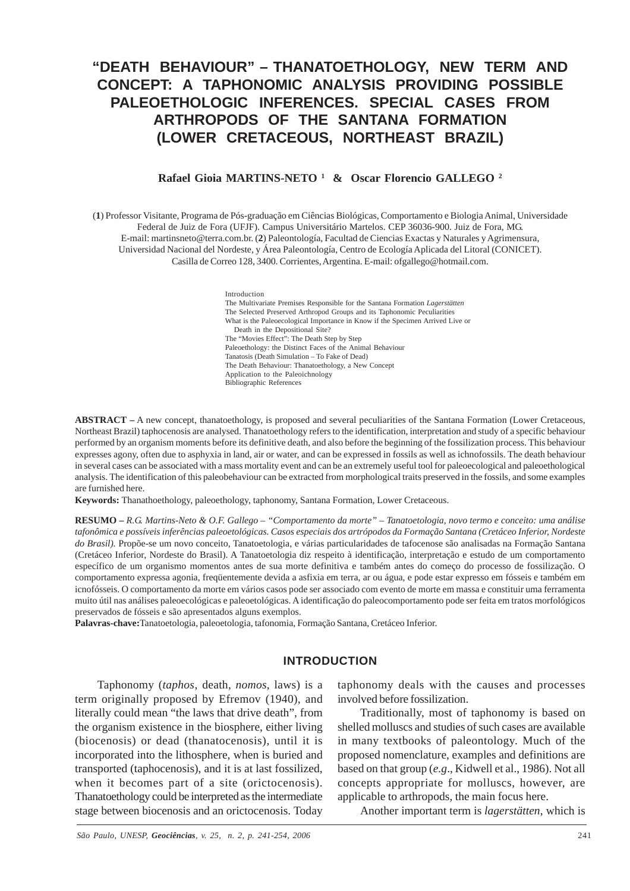# "DEATH BEHAVIOUR" – THANATOETHOLOGY, NEW TERM AND CONCEPT: A TAPHONOMIC ANALYSIS PROVIDING POSSIBLE PALEOETHOLOGIC INFERENCES. SPECIAL CASES FROM ARTHROPODS OF THE SANTANA FORMATION (LOWER CRETACEOUS, NORTHEAST BRAZIL)

**Rafael Gioia MARTINS-NETO [1] & Oscar Florencio GALLEGO [2]**

(**1**) Professor Visitante, Programa de Pós-graduação em Ciências Biológicas, Comportamento e Biologia Animal, Universidade Federal de Juiz de Fora (UFJF). Campus Universitário Martelos. CEP 36036-900. Juiz de Fora, MG. E-mail: martinsneto@terra.com.br. (**2**) Paleontología, Facultad de Ciencias Exactas y Naturales y Agrimensura, Universidad Nacional del Nordeste, y Área Paleontología, Centro de Ecología Aplicada del Litoral (CONICET). Casilla de Correo 128, 3400. Corrientes, Argentina. E-mail: ofgallego@hotmail.com.

Introduction
The Multivariate Premises Responsible for the Santana Formation *Lagerstätten*
The Selected Preserved Arthropod Groups and its Taphonomic Peculiarities
What is the Paleoecological Importance in Know if the Specimen Arrived Live or Death in the Depositional Site?
The "Movies Effect": The Death Step by Step
Paleoethology: the Distinct Faces of the Animal Behaviour
Tanatosis (Death Simulation – To Fake of Dead)
The Death Behaviour: Thanatoethology, a New Concept
Application to the Paleoichnology
Bibliographic References

**ABSTRACT –** A new concept, thanatoethology, is proposed and several peculiarities of the Santana Formation (Lower Cretaceous, Northeast Brazil) taphocenosis are analysed. Thanatoethology refers to the identification, interpretation and study of a specific behaviour performed by an organism moments before its definitive death, and also before the beginning of the fossilization process. This behaviour expresses agony, often due to asphyxia in land, air or water, and can be expressed in fossils as well as ichnofossils. The death behaviour in several cases can be associated with a mass mortality event and can be an extremely useful tool for paleoecological and paleoethological analysis. The identification of this paleobehaviour can be extracted from morphological traits preserved in the fossils, and some examples are furnished here.
**Keywords:** Thanathoethology, paleoethology, taphonomy, Santana Formation, Lower Cretaceous.

**RESUMO –** *R.G. Martins-Neto & O.F. Gallego – "Comportamento da morte" – Tanatoetologia, novo termo e conceito: uma análise tafonômica e possíveis inferências paleoetológicas. Casos especiais dos artrópodos da Formação Santana (Cretáceo Inferior, Nordeste do Brasil).* Propõe-se um novo conceito, Tanatoetologia, e várias particularidades de tafocenose são analisadas na Formação Santana (Cretáceo Inferior, Nordeste do Brasil). A Tanatoetologia diz respeito à identificação, interpretação e estudo de um comportamento específico de um organismo momentos antes de sua morte definitiva e também antes do começo do processo de fossilização. O comportamento expressa agonia, freqüentemente devida a asfixia em terra, ar ou água, e pode estar expresso em fósseis e também em icnofósseis. O comportamento da morte em vários casos pode ser associado com evento de morte em massa e constituir uma ferramenta muito útil nas análises paleoecológicas e paleoetológicas. A identificação do paleocomportamento pode ser feita em tratos morfológicos preservados de fósseis e são apresentados alguns exemplos.
**Palavras-chave:** Tanatoetologia, paleoetologia, tafonomia, Formação Santana, Cretáceo Inferior.

## INTRODUCTION

Taphonomy (*taphos*, death, *nomos*, laws) is a term originally proposed by Efremov (1940), and literally could mean "the laws that drive death", from the organism existence in the biosphere, either living (biocenosis) or dead (thanatocenosis), until it is incorporated into the lithosphere, when is buried and transported (taphocenosis), and it is at last fossilized, when it becomes part of a site (orictocenosis). Thanatoethology could be interpreted as the intermediate stage between biocenosis and an orictocenosis. Today taphonomy deals with the causes and processes involved before fossilization.

Traditionally, most of taphonomy is based on shelled molluscs and studies of such cases are available in many textbooks of paleontology. Much of the proposed nomenclature, examples and definitions are based on that group (*e.g*., Kidwell et al., 1986). Not all concepts appropriate for molluscs, however, are applicable to arthropods, the main focus here.

Another important term is *lagerstätten*, which is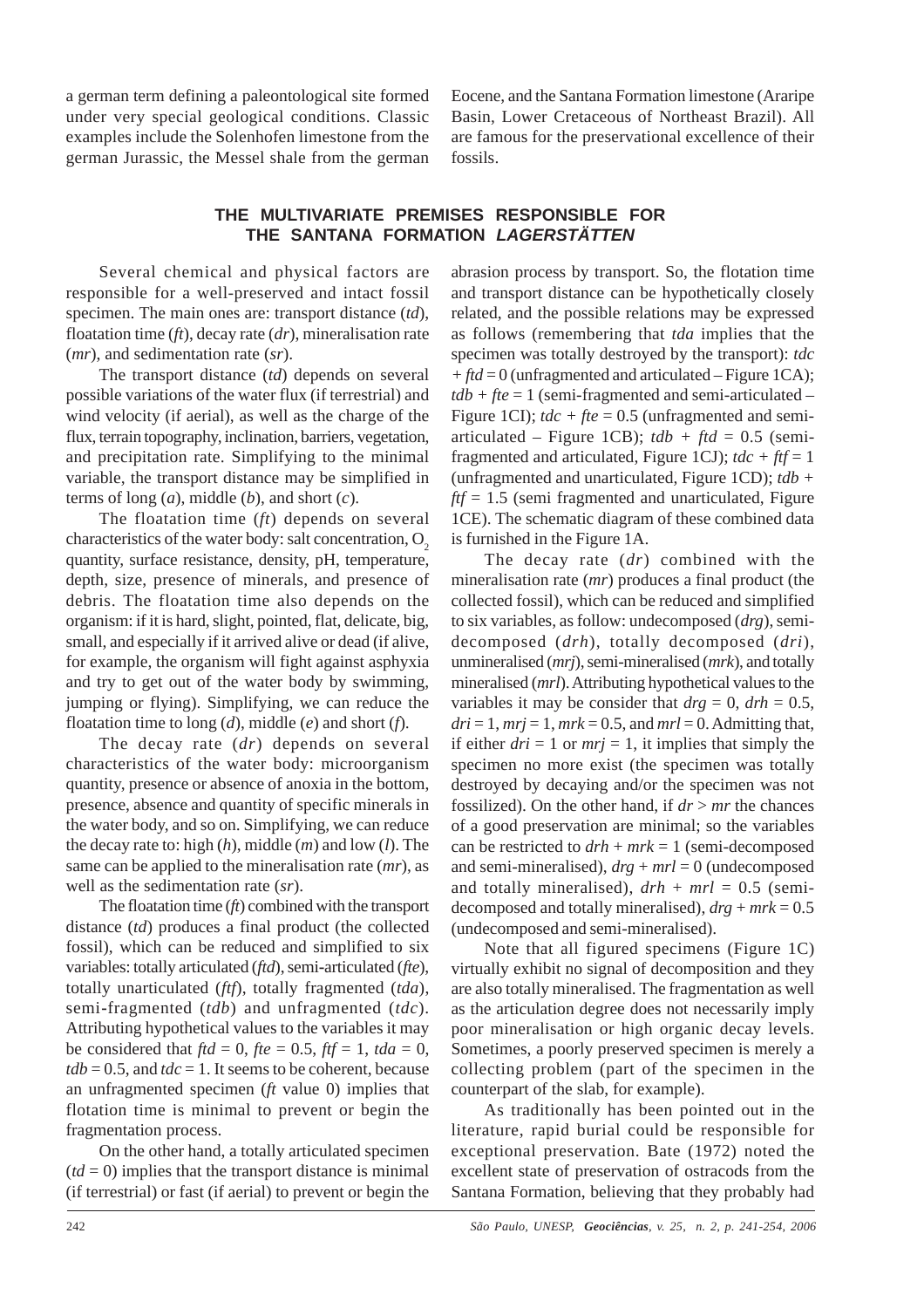a german term defining a paleontological site formed under very special geological conditions. Classic examples include the Solenhofen limestone from the german Jurassic, the Messel shale from the german Eocene, and the Santana Formation limestone (Araripe Basin, Lower Cretaceous of Northeast Brazil). All are famous for the preservational excellence of their fossils.

## THE MULTIVARIATE PREMISES RESPONSIBLE FOR THE SANTANA FORMATION *LAGERSTÄTTEN*

Several chemical and physical factors are responsible for a well-preserved and intact fossil specimen. The main ones are: transport distance (*td*), floatation time (*ft*), decay rate (*dr*), mineralisation rate (*mr*), and sedimentation rate (*sr*).

The transport distance (*td*) depends on several possible variations of the water flux (if terrestrial) and wind velocity (if aerial), as well as the charge of the flux, terrain topography, inclination, barriers, vegetation, and precipitation rate. Simplifying to the minimal variable, the transport distance may be simplified in terms of long (*a*), middle (*b*), and short (*c*).

The floatation time (*ft*) depends on several characteristics of the water body: salt concentration, $O_2$ quantity, surface resistance, density, pH, temperature, depth, size, presence of minerals, and presence of debris. The floatation time also depends on the organism: if it is hard, slight, pointed, flat, delicate, big, small, and especially if it arrived alive or dead (if alive, for example, the organism will fight against asphyxia and try to get out of the water body by swimming, jumping or flying). Simplifying, we can reduce the floatation time to long (*d*), middle (*e*) and short (*f*).

The decay rate (*dr*) depends on several characteristics of the water body: microorganism quantity, presence or absence of anoxia in the bottom, presence, absence and quantity of specific minerals in the water body, and so on. Simplifying, we can reduce the decay rate to: high (*h*), middle (*m*) and low (*l*). The same can be applied to the mineralisation rate (*mr*), as well as the sedimentation rate (*sr*).

The floatation time (*ft*) combined with the transport distance (*td*) produces a final product (the collected fossil), which can be reduced and simplified to six variables: totally articulated (*ftd*), semi-articulated (*fte*), totally unarticulated (*ftf*), totally fragmented (*tda*), semi-fragmented (*tdb*) and unfragmented (*tdc*). Attributing hypothetical values to the variables it may be considered that $ftd = 0$, $fte = 0.5$, $ftf = 1$, $tda = 0$, $tdb = 0.5$, and $tdc = 1$. It seems to be coherent, because an unfragmented specimen (*ft* value 0) implies that flotation time is minimal to prevent or begin the fragmentation process.

On the other hand, a totally articulated specimen ($td = 0$) implies that the transport distance is minimal (if terrestrial) or fast (if aerial) to prevent or begin the abrasion process by transport. So, the flotation time and transport distance can be hypothetically closely related, and the possible relations may be expressed as follows (remembering that *tda* implies that the specimen was totally destroyed by the transport): $tdc + ftd = 0$ (unfragmented and articulated – Figure 1CA); $tdb + fte = 1$ (semi-fragmented and semi-articulated – Figure 1CI); $tdc + fte = 0.5$ (unfragmented and semi-articulated – Figure 1CB); $tdb + ftd = 0.5$ (semi-fragmented and articulated, Figure 1CJ); $tdc + ftf = 1$ (unfragmented and unarticulated, Figure 1CD); $tdb + ftf = 1.5$ (semi fragmented and unarticulated, Figure 1CE). The schematic diagram of these combined data is furnished in the Figure 1A.

The decay rate (*dr*) combined with the mineralisation rate (*mr*) produces a final product (the collected fossil), which can be reduced and simplified to six variables, as follow: undecomposed (*drg*), semi-decomposed (*drh*), totally decomposed (*dri*), unmineralised (*mrj*), semi-mineralised (*mrk*), and totally mineralised (*mrl*). Attributing hypothetical values to the variables it may be consider that $drg = 0$, $drh = 0.5$, $dri = 1$, $mrj = 1$, $mrk = 0.5$, and $mrl = 0$. Admitting that, if either $dri = 1$ or $mrj = 1$, it implies that simply the specimen no more exist (the specimen was totally destroyed by decaying and/or the specimen was not fossilized). On the other hand, if $dr > mr$ the chances of a good preservation are minimal; so the variables can be restricted to $drh + mrk = 1$ (semi-decomposed and semi-mineralised), $drg + mrl = 0$ (undecomposed and totally mineralised), $drh + mrl = 0.5$ (semi-decomposed and totally mineralised), $drg + mrk = 0.5$ (undecomposed and semi-mineralised).

Note that all figured specimens (Figure 1C) virtually exhibit no signal of decomposition and they are also totally mineralised. The fragmentation as well as the articulation degree does not necessarily imply poor mineralisation or high organic decay levels. Sometimes, a poorly preserved specimen is merely a collecting problem (part of the specimen in the counterpart of the slab, for example).

As traditionally has been pointed out in the literature, rapid burial could be responsible for exceptional preservation. Bate (1972) noted the excellent state of preservation of ostracods from the Santana Formation, believing that they probably had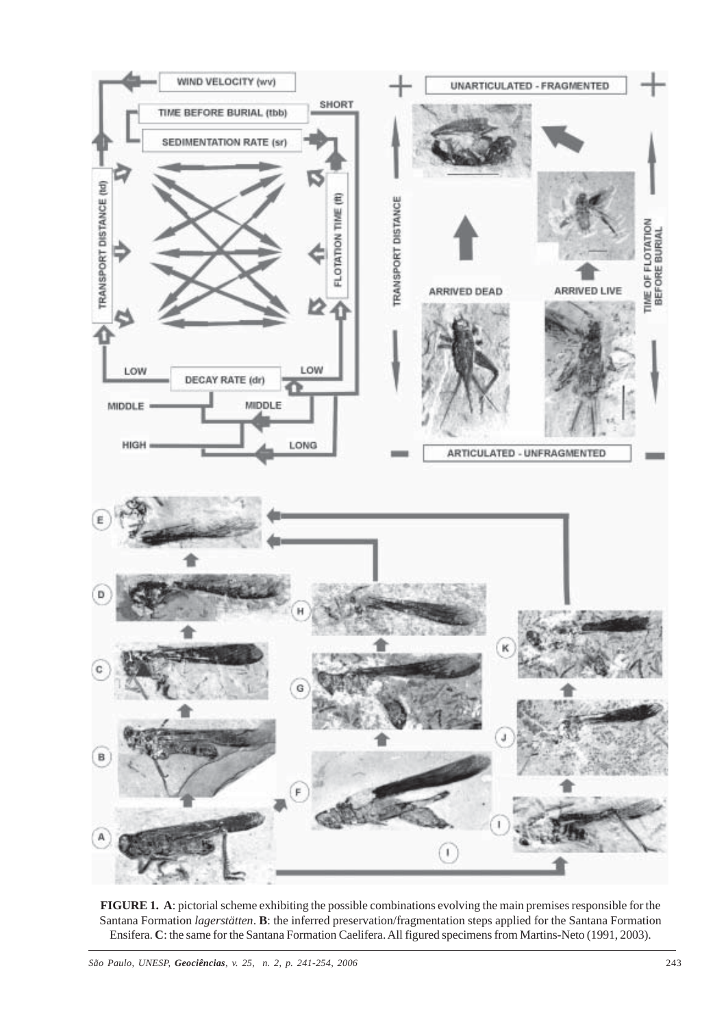**FIGURE 1. A**: pictorial scheme exhibiting the possible combinations evolving the main premises responsible for the Santana Formation *lagerstätten*. **B**: the inferred preservation/fragmentation steps applied for the Santana Formation Ensifera. **C**: the same for the Santana Formation Caelifera. All figured specimens from Martins-Neto (1991, 2003).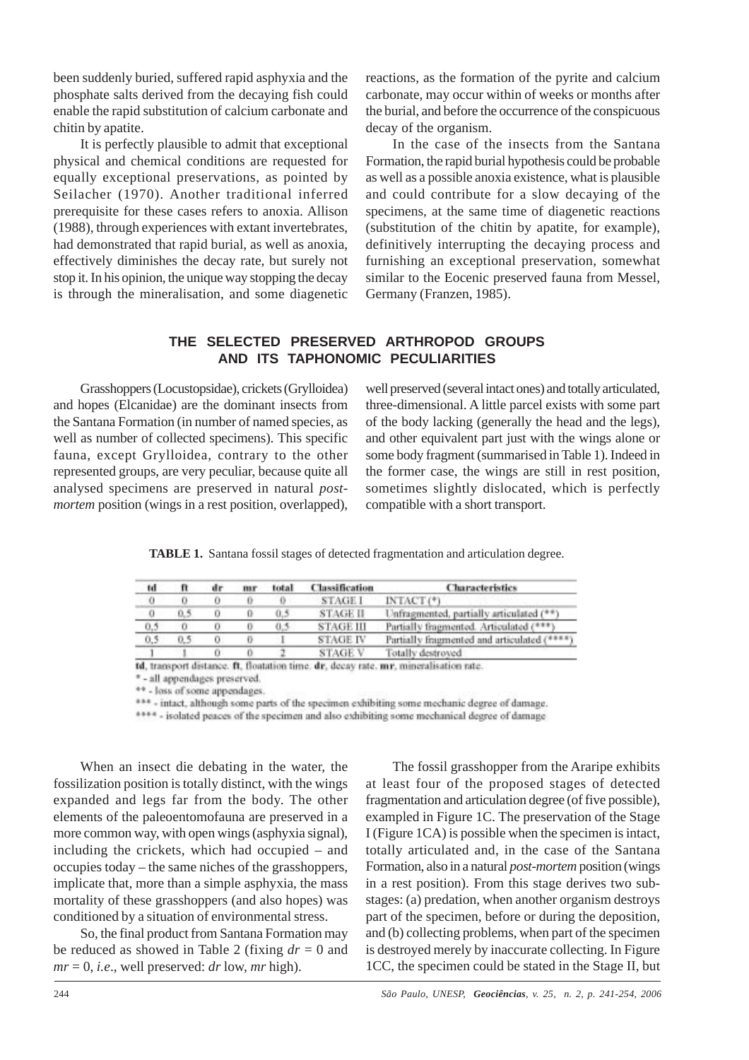been suddenly buried, suffered rapid asphyxia and the phosphate salts derived from the decaying fish could enable the rapid substitution of calcium carbonate and chitin by apatite.

It is perfectly plausible to admit that exceptional physical and chemical conditions are requested for equally exceptional preservations, as pointed by Seilacher (1970). Another traditional inferred prerequisite for these cases refers to anoxia. Allison (1988), through experiences with extant invertebrates, had demonstrated that rapid burial, as well as anoxia, effectively diminishes the decay rate, but surely not stop it. In his opinion, the unique way stopping the decay is through the mineralisation, and some diagenetic reactions, as the formation of the pyrite and calcium carbonate, may occur within of weeks or months after the burial, and before the occurrence of the conspicuous decay of the organism.

In the case of the insects from the Santana Formation, the rapid burial hypothesis could be probable as well as a possible anoxia existence, what is plausible and could contribute for a slow decaying of the specimens, at the same time of diagenetic reactions (substitution of the chitin by apatite, for example), definitively interrupting the decaying process and furnishing an exceptional preservation, somewhat similar to the Eocenic preserved fauna from Messel, Germany (Franzen, 1985).

## THE SELECTED PRESERVED ARTHROPOD GROUPS AND ITS TAPHONOMIC PECULIARITIES

Grasshoppers (Locustopsidae), crickets (Grylloidea) and hopes (Elcanidae) are the dominant insects from the Santana Formation (in number of named species, as well as number of collected specimens). This specific fauna, except Grylloidea, contrary to the other represented groups, are very peculiar, because quite all analysed specimens are preserved in natural *post-mortem* position (wings in a rest position, overlapped), well preserved (several intact ones) and totally articulated, three-dimensional. A little parcel exists with some part of the body lacking (generally the head and the legs), and other equivalent part just with the wings alone or some body fragment (summarised in Table 1). Indeed in the former case, the wings are still in rest position, sometimes slightly dislocated, which is perfectly compatible with a short transport.

**TABLE 1.** Santana fossil stages of detected fragmentation and articulation degree.

| td | ft | dr | mr | total | Classification | Characteristics |
|---|---|---|---|---|---|---|
| 0 | 0 | 0 | 0 | 0 | STAGE I | INTACT (*) |
| 0 | 0,5 | 0 | 0 | 0,5 | STAGE II | Unfragmented, partially articulated (**) |
| 0,5 | 0 | 0 | 0 | 0,5 | STAGE III | Partially fragmented. Articulated (***) |
| 0,5 | 0,5 | 0 | 0 | 1 | STAGE IV | Partially fragmented and articulated (****) |
| 1 | 1 | 0 | 0 | 2 | STAGE V | Totally destroyed |

**td**, transport distance. **ft**, floatation time. **dr**, decay rate. **mr**, mineralisation rate.

\* - all appendages preserved.

\*\* - loss of some appendages.

\*\*\* - intact, although some parts of the specimen exhibiting some mechanic degree of damage.

\*\*\*\* - isolated peaces of the specimen and also exhibiting some mechanical degree of damage

When an insect die debating in the water, the fossilization position is totally distinct, with the wings expanded and legs far from the body. The other elements of the paleoentomofauna are preserved in a more common way, with open wings (asphyxia signal), including the crickets, which had occupied – and occupies today – the same niches of the grasshoppers, implicate that, more than a simple asphyxia, the mass mortality of these grasshoppers (and also hopes) was conditioned by a situation of environmental stress.

So, the final product from Santana Formation may be reduced as showed in Table 2 (fixing $dr = 0$ and $mr = 0$, *i.e*., well preserved: *dr* low, *mr* high).

The fossil grasshopper from the Araripe exhibits at least four of the proposed stages of detected fragmentation and articulation degree (of five possible), exampled in Figure 1C. The preservation of the Stage I (Figure 1CA) is possible when the specimen is intact, totally articulated and, in the case of the Santana Formation, also in a natural *post-mortem* position (wings in a rest position). From this stage derives two sub-stages: (a) predation, when another organism destroys part of the specimen, before or during the deposition, and (b) collecting problems, when part of the specimen is destroyed merely by inaccurate collecting. In Figure 1CC, the specimen could be stated in the Stage II, but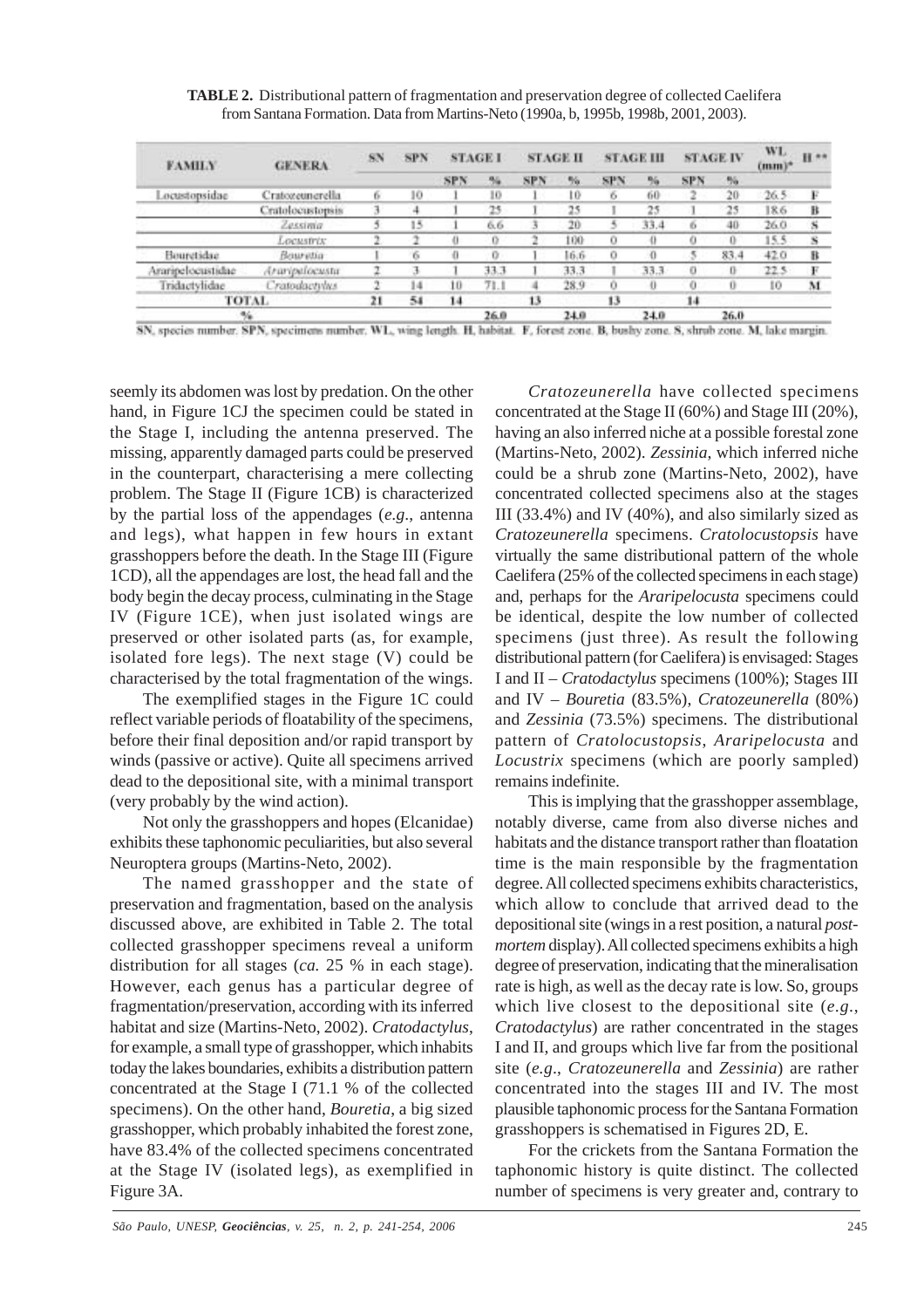**TABLE 2.** Distributional pattern of fragmentation and preservation degree of collected Caelifera from Santana Formation. Data from Martins-Neto (1990a, b, 1995b, 1998b, 2001, 2003).

| FAMILY | GENERA | SN | SPN | STAGE I | | STAGE II | | STAGE III | | STAGE IV | | WL (mm)* | H ** |
|---|---|---|---|---|---|---|---|---|---|---|---|---|---|
| | | | | SPN | % | SPN | % | SPN | % | SPN | % | | |
| Locustopsidae | Cratozeunerella | 6 | 10 | 1 | 10 | 1 | 10 | 6 | 60 | 2 | 20 | 26.5 | F |
| | Cratolocustopsis | 3 | 4 | 1 | 25 | 1 | 25 | 1 | 25 | 1 | 25 | 18.6 | B |
| | *Zessinia* | 5 | 15 | 1 | 6.6 | 3 | 20 | 5 | 33.4 | 6 | 40 | 26.0 | S |
| | *Locustrix* | 2 | 2 | 0 | 0 | 2 | 100 | 0 | 0 | 0 | 0 | 15.5 | S |
| Bouretidae | *Bouretia* | 1 | 6 | 0 | 0 | 1 | 16.6 | 0 | 0 | 5 | 83.4 | 42.0 | B |
| Araripelocustidae | *Araripelocusta* | 2 | 3 | 1 | 33.3 | 1 | 33.3 | 1 | 33.3 | 0 | 0 | 22.5 | F |
| Tridactylidae | *Cratodactylus* | 2 | 14 | 10 | 71.1 | 4 | 28.9 | 0 | 0 | 0 | 0 | 10 | M |
| TOTAL | | 21 | 54 | 14 | | 13 | | 13 | | 14 | | | |
| % | | | | | 26.0 | | 24.0 | | 24.0 | | 26.0 | | |

SN, species number. SPN, specimens number. WL, wing length. H, habitat. F, forest zone. B, bushy zone. S, shrub zone. M, lake margin.

seemly its abdomen was lost by predation. On the other hand, in Figure 1CJ the specimen could be stated in the Stage I, including the antenna preserved. The missing, apparently damaged parts could be preserved in the counterpart, characterising a mere collecting problem. The Stage II (Figure 1CB) is characterized by the partial loss of the appendages (*e.g.*, antenna and legs), what happen in few hours in extant grasshoppers before the death. In the Stage III (Figure 1CD), all the appendages are lost, the head fall and the body begin the decay process, culminating in the Stage IV (Figure 1CE), when just isolated wings are preserved or other isolated parts (as, for example, isolated fore legs). The next stage (V) could be characterised by the total fragmentation of the wings.

The exemplified stages in the Figure 1C could reflect variable periods of floatability of the specimens, before their final deposition and/or rapid transport by winds (passive or active). Quite all specimens arrived dead to the depositional site, with a minimal transport (very probably by the wind action).

Not only the grasshoppers and hopes (Elcanidae) exhibits these taphonomic peculiarities, but also several Neuroptera groups (Martins-Neto, 2002).

The named grasshopper and the state of preservation and fragmentation, based on the analysis discussed above, are exhibited in Table 2. The total collected grasshopper specimens reveal a uniform distribution for all stages (*ca.* 25 % in each stage). However, each genus has a particular degree of fragmentation/preservation, according with its inferred habitat and size (Martins-Neto, 2002). *Cratodactylus*, for example, a small type of grasshopper, which inhabits today the lakes boundaries, exhibits a distribution pattern concentrated at the Stage I (71.1 % of the collected specimens). On the other hand, *Bouretia*, a big sized grasshopper, which probably inhabited the forest zone, have 83.4% of the collected specimens concentrated at the Stage IV (isolated legs), as exemplified in Figure 3A.

*Cratozeunerella* have collected specimens concentrated at the Stage II (60%) and Stage III (20%), having an also inferred niche at a possible forestal zone (Martins-Neto, 2002). *Zessinia*, which inferred niche could be a shrub zone (Martins-Neto, 2002), have concentrated collected specimens also at the stages III (33.4%) and IV (40%), and also similarly sized as *Cratozeunerella* specimens. *Cratolocustopsis* have virtually the same distributional pattern of the whole Caelifera (25% of the collected specimens in each stage) and, perhaps for the *Araripelocusta* specimens could be identical, despite the low number of collected specimens (just three). As result the following distributional pattern (for Caelifera) is envisaged: Stages I and II – *Cratodactylus* specimens (100%); Stages III and IV – *Bouretia* (83.5%), *Cratozeunerella* (80%) and *Zessinia* (73.5%) specimens. The distributional pattern of *Cratolocustopsis*, *Araripelocusta* and *Locustrix* specimens (which are poorly sampled) remains indefinite.

This is implying that the grasshopper assemblage, notably diverse, came from also diverse niches and habitats and the distance transport rather than floatation time is the main responsible by the fragmentation degree. All collected specimens exhibits characteristics, which allow to conclude that arrived dead to the depositional site (wings in a rest position, a natural *post-mortem* display). All collected specimens exhibits a high degree of preservation, indicating that the mineralisation rate is high, as well as the decay rate is low. So, groups which live closest to the depositional site (*e.g.*, *Cratodactylus*) are rather concentrated in the stages I and II, and groups which live far from the positional site (*e.g.*, *Cratozeunerella* and *Zessinia*) are rather concentrated into the stages III and IV. The most plausible taphonomic process for the Santana Formation grasshoppers is schematised in Figures 2D, E.

For the crickets from the Santana Formation the taphonomic history is quite distinct. The collected number of specimens is very greater and, contrary to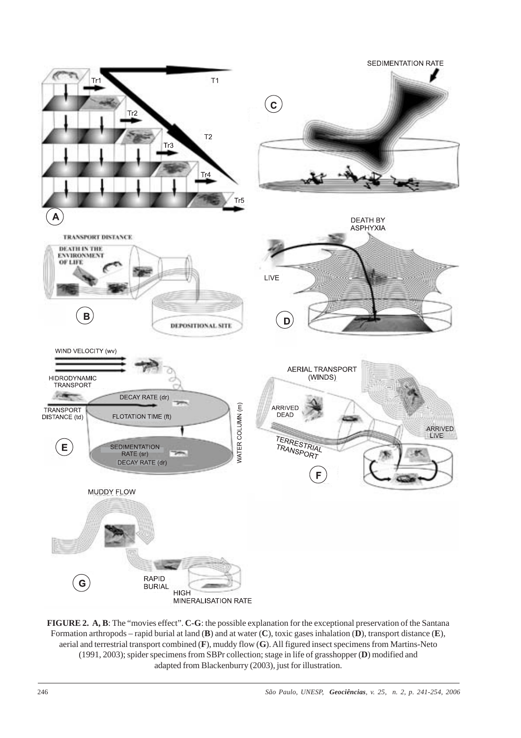**FIGURE 2. A, B**: The "movies effect". **C-G**: the possible explanation for the exceptional preservation of the Santana Formation arthropods – rapid burial at land (**B**) and at water (**C**), toxic gases inhalation (**D**), transport distance (**E**), aerial and terrestrial transport combined (**F**), muddy flow (**G**). All figured insect specimens from Martins-Neto (1991, 2003); spider specimens from SBPr collection; stage in life of grasshopper (**D**) modified and adapted from Blackenburry (2003), just for illustration.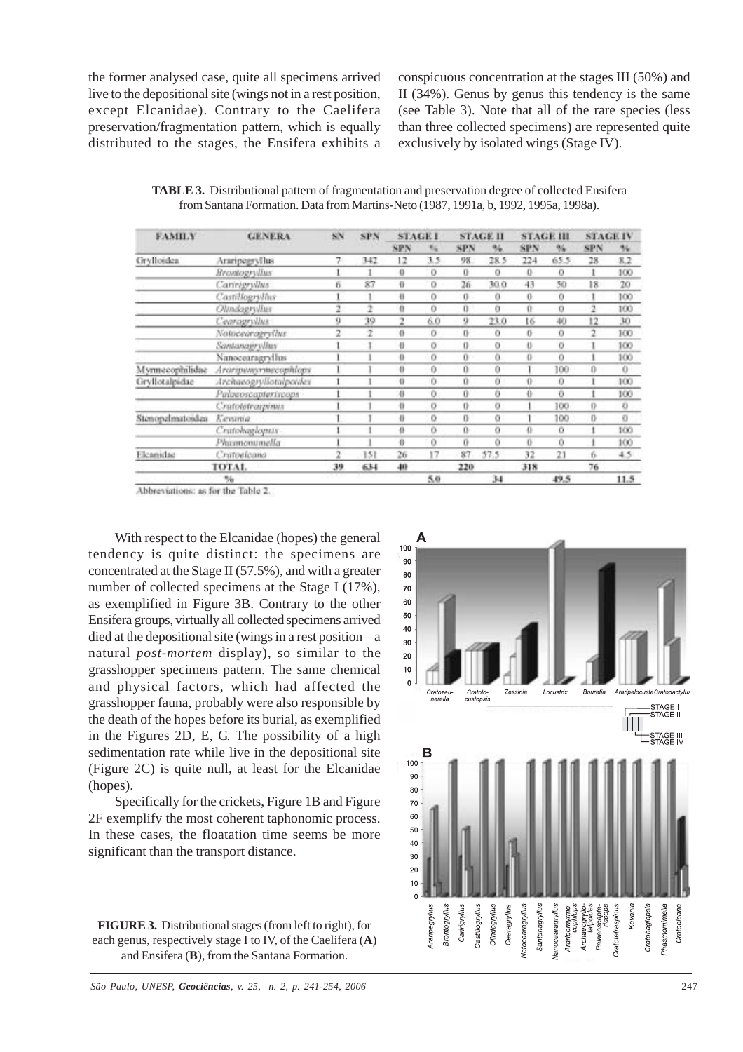the former analysed case, quite all specimens arrived live to the depositional site (wings not in a rest position, except Elcanidae). Contrary to the Caelifera preservation/fragmentation pattern, which is equally distributed to the stages, the Ensifera exhibits a conspicuous concentration at the stages III (50%) and II (34%). Genus by genus this tendency is the same (see Table 3). Note that all of the rare species (less than three collected specimens) are represented quite exclusively by isolated wings (Stage IV).

**TABLE 3.** Distributional pattern of fragmentation and preservation degree of collected Ensifera from Santana Formation. Data from Martins-Neto (1987, 1991a, b, 1992, 1995a, 1998a).

| FAMILY | GENERA | SN | SPN | STAGE I | | STAGE II | | STAGE III | | STAGE IV | |
|---|---|---|---|---|---|---|---|---|---|---|---|
| | | | | SPN | % | SPN | % | SPN | % | SPN | % |
| Grylloidea | Araripegryllus | 7 | 342 | 12 | 3.5 | 98 | 28.5 | 224 | 65.5 | 28 | 8.2 |
| | *Brontogryllus* | 1 | 1 | 0 | 0 | 0 | 0 | 0 | 0 | 1 | 100 |
| | *Caririgryllus* | 6 | 87 | 0 | 0 | 26 | 30.0 | 43 | 50 | 18 | 20 |
| | *Castillogryllus* | 1 | 1 | 0 | 0 | 0 | 0 | 0 | 0 | 1 | 100 |
| | *Olindagryllus* | 2 | 2 | 0 | 0 | 0 | 0 | 0 | 0 | 2 | 100 |
| | *Cearagryllus* | 9 | 39 | 2 | 6.0 | 9 | 23.0 | 16 | 40 | 12 | 30 |
| | *Notocearagryllus* | 2 | 2 | 0 | 0 | 0 | 0 | 0 | 0 | 2 | 100 |
| | *Santanagryllus* | 1 | 1 | 0 | 0 | 0 | 0 | 0 | 0 | 1 | 100 |
| | Nanocearagryllus | 1 | 1 | 0 | 0 | 0 | 0 | 0 | 0 | 1 | 100 |
| Myrmecophilidae | *Araripemyrmecophilops* | 1 | 1 | 0 | 0 | 0 | 0 | 1 | 100 | 0 | 0 |
| Gryllotalpidae | *Archaeogryllotalpoides* | 1 | 1 | 0 | 0 | 0 | 0 | 0 | 0 | 1 | 100 |
| | *Palaeoscapteriscops* | 1 | 1 | 0 | 0 | 0 | 0 | 0 | 0 | 1 | 100 |
| | *Cratotetraspinus* | 1 | 1 | 0 | 0 | 0 | 0 | 1 | 100 | 0 | 0 |
| Stenopelmatoidea | *Kevania* | 1 | 1 | 0 | 0 | 0 | 0 | 1 | 100 | 0 | 0 |
| | *Cratohaglopsis* | 1 | 1 | 0 | 0 | 0 | 0 | 0 | 0 | 1 | 100 |
| | *Phasmomimella* | 1 | 1 | 0 | 0 | 0 | 0 | 0 | 0 | 1 | 100 |
| Elcanidae | *Cratoelcana* | 2 | 151 | 26 | 17 | 87 | 57.5 | 32 | 21 | 6 | 4.5 |
| | TOTAL | 39 | 634 | 40 | | 220 | | 318 | | 76 | |
| | % | | | | 5.0 | | 34 | | 49.5 | | 11.5 |

Abbreviations: as for the Table 2.

With respect to the Elcanidae (hopes) the general tendency is quite distinct: the specimens are concentrated at the Stage II (57.5%), and with a greater number of collected specimens at the Stage I (17%), as exemplified in Figure 3B. Contrary to the other Ensifera groups, virtually all collected specimens arrived died at the depositional site (wings in a rest position – a natural *post-mortem* display), so similar to the grasshopper specimens pattern. The same chemical and physical factors, which had affected the grasshopper fauna, probably were also responsible by the death of the hopes before its burial, as exemplified in the Figures 2D, E, G. The possibility of a high sedimentation rate while live in the depositional site (Figure 2C) is quite null, at least for the Elcanidae (hopes).

Specifically for the crickets, Figure 1B and Figure 2F exemplify the most coherent taphonomic process. In these cases, the floatation time seems be more significant than the transport distance.

**FIGURE 3.** Distributional stages (from left to right), for each genus, respectively stage I to IV, of the Caelifera (**A**) and Ensifera (**B**), from the Santana Formation.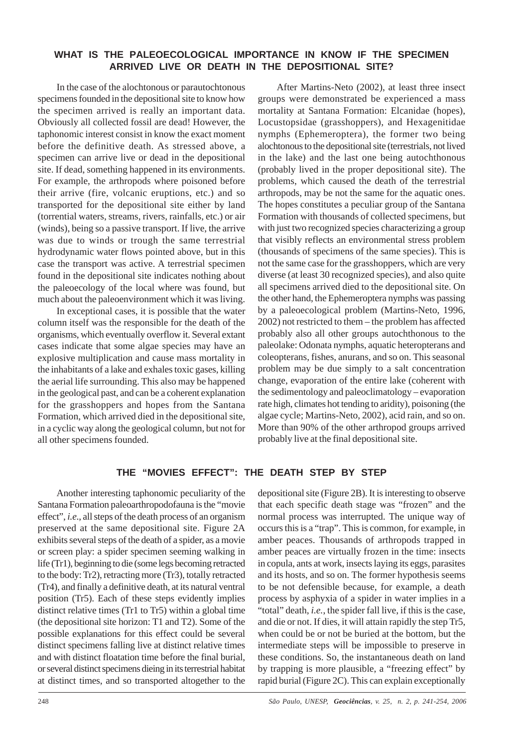## WHAT IS THE PALEOECOLOGICAL IMPORTANCE IN KNOW IF THE SPECIMEN ARRIVED LIVE OR DEATH IN THE DEPOSITIONAL SITE?

In the case of the alochtonous or parautochtonous specimens founded in the depositional site to know how the specimen arrived is really an important data. Obviously all collected fossil are dead! However, the taphonomic interest consist in know the exact moment before the definitive death. As stressed above, a specimen can arrive live or dead in the depositional site. If dead, something happened in its environments. For example, the arthropods where poisoned before their arrive (fire, volcanic eruptions, etc.) and so transported for the depositional site either by land (torrential waters, streams, rivers, rainfalls, etc.) or air (winds), being so a passive transport. If live, the arrive was due to winds or trough the same terrestrial hydrodynamic water flows pointed above, but in this case the transport was active. A terrestrial specimen found in the depositional site indicates nothing about the paleoecology of the local where was found, but much about the paleoenvironment which it was living.

In exceptional cases, it is possible that the water column itself was the responsible for the death of the organisms, which eventually overflow it. Several extant cases indicate that some algae species may have an explosive multiplication and cause mass mortality in the inhabitants of a lake and exhales toxic gases, killing the aerial life surrounding. This also may be happened in the geological past, and can be a coherent explanation for the grasshoppers and hopes from the Santana Formation, which arrived died in the depositional site, in a cyclic way along the geological column, but not for all other specimens founded.

After Martins-Neto (2002), at least three insect groups were demonstrated be experienced a mass mortality at Santana Formation: Elcanidae (hopes), Locustopsidae (grasshoppers), and Hexagenitidae nymphs (Ephemeroptera), the former two being alochtonous to the depositional site (terrestrials, not lived in the lake) and the last one being autochthonous (probably lived in the proper depositional site). The problems, which caused the death of the terrestrial arthropods, may be not the same for the aquatic ones. The hopes constitutes a peculiar group of the Santana Formation with thousands of collected specimens, but with just two recognized species characterizing a group that visibly reflects an environmental stress problem (thousands of specimens of the same species). This is not the same case for the grasshoppers, which are very diverse (at least 30 recognized species), and also quite all specimens arrived died to the depositional site. On the other hand, the Ephemeroptera nymphs was passing by a paleoecological problem (Martins-Neto, 1996, 2002) not restricted to them – the problem has affected probably also all other groups autochthonous to the paleolake: Odonata nymphs, aquatic heteropterans and coleopterans, fishes, anurans, and so on. This seasonal problem may be due simply to a salt concentration change, evaporation of the entire lake (coherent with the sedimentology and paleoclimatology – evaporation rate high, climates hot tending to aridity), poisoning (the algae cycle; Martins-Neto, 2002), acid rain, and so on. More than 90% of the other arthropod groups arrived probably live at the final depositional site.

## THE "MOVIES EFFECT": THE DEATH STEP BY STEP

Another interesting taphonomic peculiarity of the Santana Formation paleoarthropodofauna is the "movie effect", *i.e.*, all steps of the death process of an organism preserved at the same depositional site. Figure 2A exhibits several steps of the death of a spider, as a movie or screen play: a spider specimen seeming walking in life (Tr1), beginning to die (some legs becoming retracted to the body: Tr2), retracting more (Tr3), totally retracted (Tr4), and finally a definitive death, at its natural ventral position (Tr5). Each of these steps evidently implies distinct relative times (Tr1 to Tr5) within a global time (the depositional site horizon: T1 and T2). Some of the possible explanations for this effect could be several distinct specimens falling live at distinct relative times and with distinct floatation time before the final burial, or several distinct specimens dieing in its terrestrial habitat at distinct times, and so transported altogether to the depositional site (Figure 2B). It is interesting to observe that each specific death stage was "frozen" and the normal process was interrupted. The unique way of occurs this is a "trap". This is common, for example, in amber peaces. Thousands of arthropods trapped in amber peaces are virtually frozen in the time: insects in copula, ants at work, insects laying its eggs, parasites and its hosts, and so on. The former hypothesis seems to be not defensible because, for example, a death process by asphyxia of a spider in water implies in a "total" death, *i.e.*, the spider fall live, if this is the case, and die or not. If dies, it will attain rapidly the step Tr5, when could be or not be buried at the bottom, but the intermediate steps will be impossible to preserve in these conditions. So, the instantaneous death on land by trapping is more plausible, a "freezing effect" by rapid burial (Figure 2C). This can explain exceptionally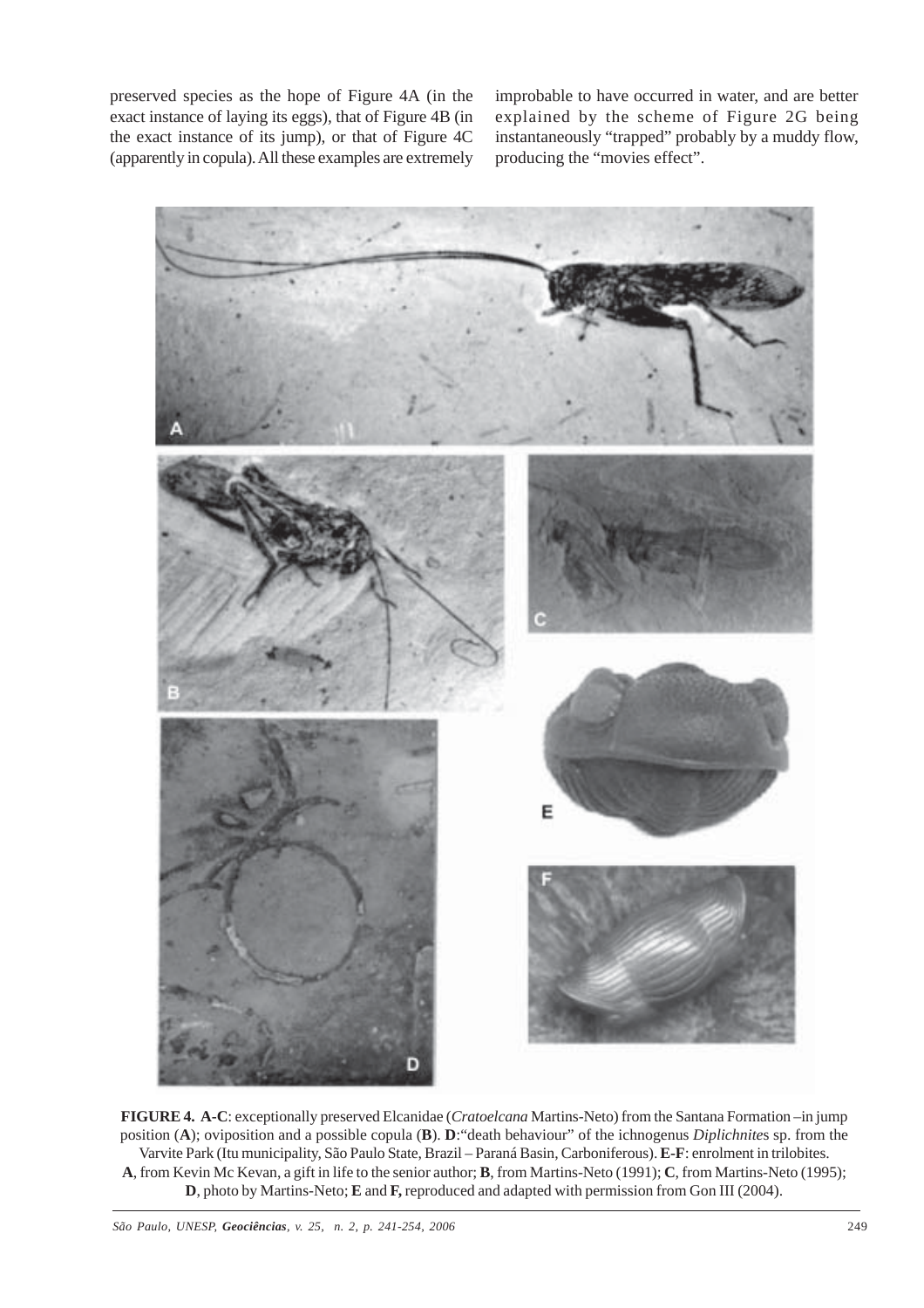preserved species as the hope of Figure 4A (in the exact instance of laying its eggs), that of Figure 4B (in the exact instance of its jump), or that of Figure 4C (apparently in copula). All these examples are extremely improbable to have occurred in water, and are better explained by the scheme of Figure 2G being instantaneously "trapped" probably by a muddy flow, producing the "movies effect".

**FIGURE 4. A-C**: exceptionally preserved Elcanidae (*Cratoelcana* Martins-Neto) from the Santana Formation –in jump position (**A**); oviposition and a possible copula (**B**). **D**:"death behaviour" of the ichnogenus *Diplichnite*s sp. from the Varvite Park (Itu municipality, São Paulo State, Brazil – Paraná Basin, Carboniferous). **E-F**: enrolment in trilobites. **A**, from Kevin Mc Kevan, a gift in life to the senior author; **B**, from Martins-Neto (1991); **C**, from Martins-Neto (1995); **D**, photo by Martins-Neto; **E** and **F,** reproduced and adapted with permission from Gon III (2004).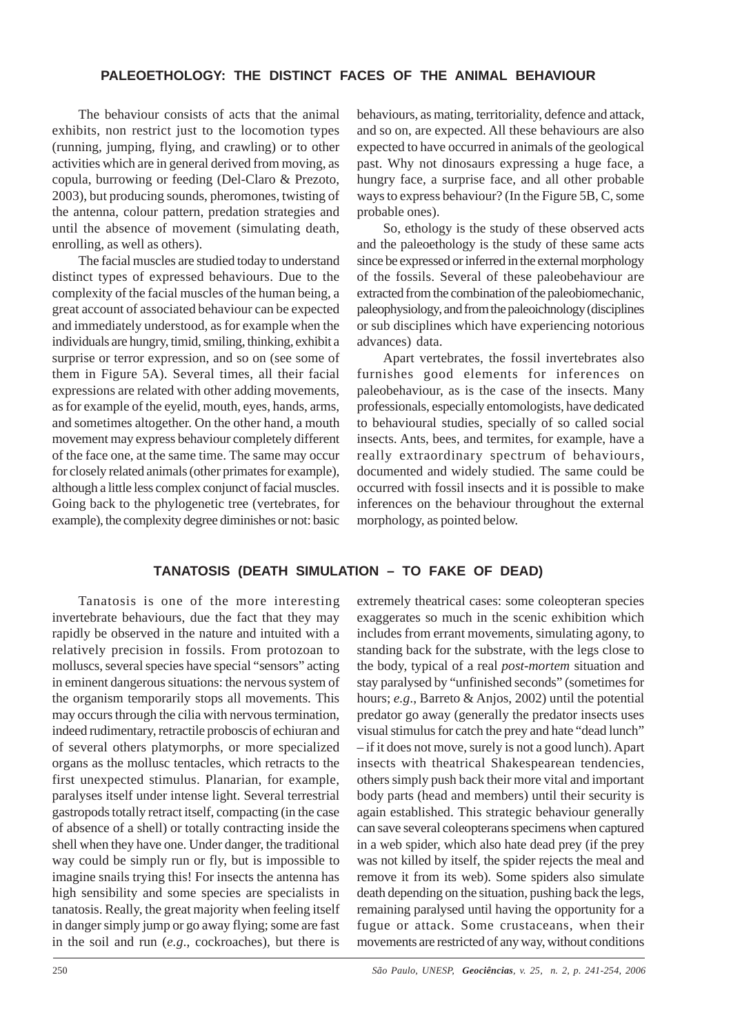## PALEOETHOLOGY: THE DISTINCT FACES OF THE ANIMAL BEHAVIOUR

The behaviour consists of acts that the animal exhibits, non restrict just to the locomotion types (running, jumping, flying, and crawling) or to other activities which are in general derived from moving, as copula, burrowing or feeding (Del-Claro & Prezoto, 2003), but producing sounds, pheromones, twisting of the antenna, colour pattern, predation strategies and until the absence of movement (simulating death, enrolling, as well as others).

The facial muscles are studied today to understand distinct types of expressed behaviours. Due to the complexity of the facial muscles of the human being, a great account of associated behaviour can be expected and immediately understood, as for example when the individuals are hungry, timid, smiling, thinking, exhibit a surprise or terror expression, and so on (see some of them in Figure 5A). Several times, all their facial expressions are related with other adding movements, as for example of the eyelid, mouth, eyes, hands, arms, and sometimes altogether. On the other hand, a mouth movement may express behaviour completely different of the face one, at the same time. The same may occur for closely related animals (other primates for example), although a little less complex conjunct of facial muscles. Going back to the phylogenetic tree (vertebrates, for example), the complexity degree diminishes or not: basic behaviours, as mating, territoriality, defence and attack, and so on, are expected. All these behaviours are also expected to have occurred in animals of the geological past. Why not dinosaurs expressing a huge face, a hungry face, a surprise face, and all other probable ways to express behaviour? (In the Figure 5B, C, some probable ones).

So, ethology is the study of these observed acts and the paleoethology is the study of these same acts since be expressed or inferred in the external morphology of the fossils. Several of these paleobehaviour are extracted from the combination of the paleobiomechanic, paleophysiology, and from the paleoichnology (disciplines or sub disciplines which have experiencing notorious advances) data.

Apart vertebrates, the fossil invertebrates also furnishes good elements for inferences on paleobehaviour, as is the case of the insects. Many professionals, especially entomologists, have dedicated to behavioural studies, specially of so called social insects. Ants, bees, and termites, for example, have a really extraordinary spectrum of behaviours, documented and widely studied. The same could be occurred with fossil insects and it is possible to make inferences on the behaviour throughout the external morphology, as pointed below.

## TANATOSIS (DEATH SIMULATION – TO FAKE OF DEAD)

Tanatosis is one of the more interesting invertebrate behaviours, due the fact that they may rapidly be observed in the nature and intuited with a relatively precision in fossils. From protozoan to molluscs, several species have special "sensors" acting in eminent dangerous situations: the nervous system of the organism temporarily stops all movements. This may occurs through the cilia with nervous termination, indeed rudimentary, retractile proboscis of echiuran and of several others platymorphs, or more specialized organs as the mollusc tentacles, which retracts to the first unexpected stimulus. Planarian, for example, paralyses itself under intense light. Several terrestrial gastropods totally retract itself, compacting (in the case of absence of a shell) or totally contracting inside the shell when they have one. Under danger, the traditional way could be simply run or fly, but is impossible to imagine snails trying this! For insects the antenna has high sensibility and some species are specialists in tanatosis. Really, the great majority when feeling itself in danger simply jump or go away flying; some are fast in the soil and run (*e.g.*, cockroaches), but there is extremely theatrical cases: some coleopteran species exaggerates so much in the scenic exhibition which includes from errant movements, simulating agony, to standing back for the substrate, with the legs close to the body, typical of a real *post-mortem* situation and stay paralysed by "unfinished seconds" (sometimes for hours; *e.g*., Barreto & Anjos, 2002) until the potential predator go away (generally the predator insects uses visual stimulus for catch the prey and hate "dead lunch" – if it does not move, surely is not a good lunch). Apart insects with theatrical Shakespearean tendencies, others simply push back their more vital and important body parts (head and members) until their security is again established. This strategic behaviour generally can save several coleopterans specimens when captured in a web spider, which also hate dead prey (if the prey was not killed by itself, the spider rejects the meal and remove it from its web). Some spiders also simulate death depending on the situation, pushing back the legs, remaining paralysed until having the opportunity for a fugue or attack. Some crustaceans, when their movements are restricted of any way, without conditions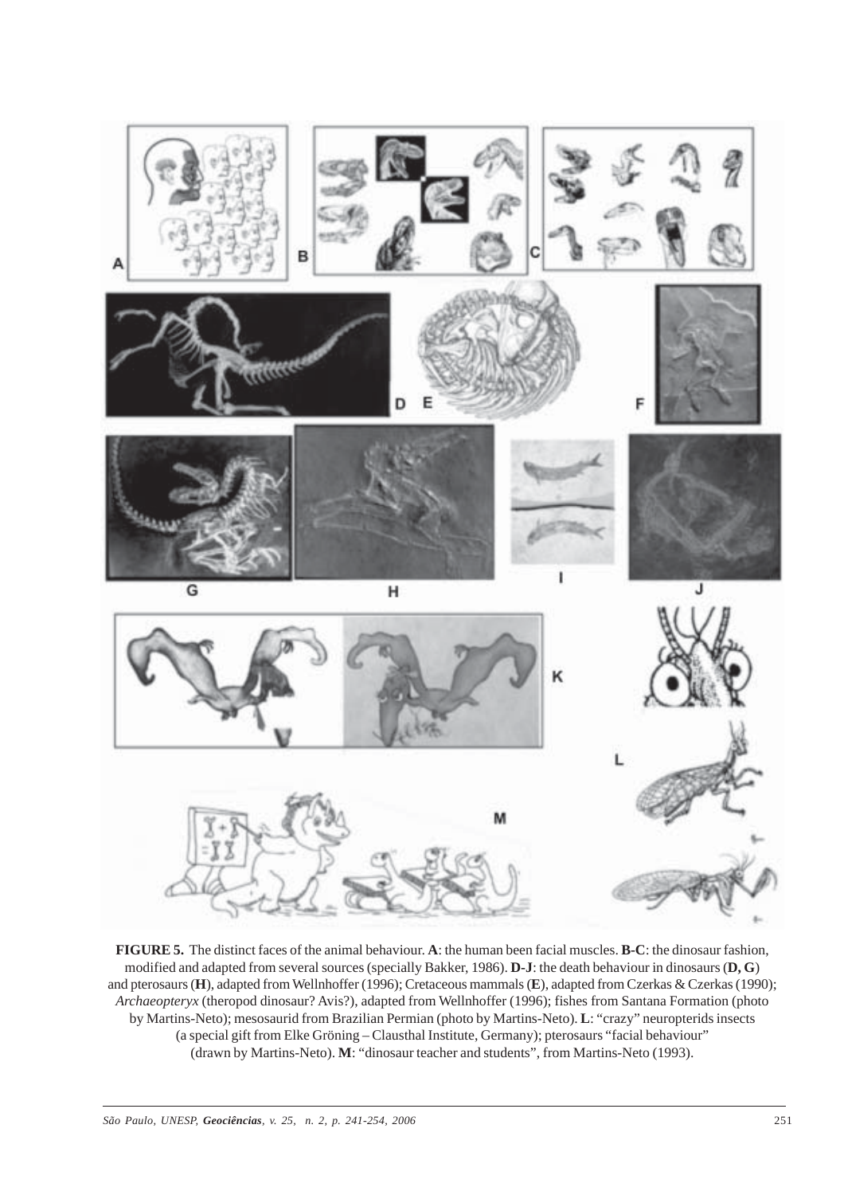**FIGURE 5.** The distinct faces of the animal behaviour. **A**: the human been facial muscles. **B-C**: the dinosaur fashion, modified and adapted from several sources (specially Bakker, 1986). **D-J**: the death behaviour in dinosaurs (**D, G**) and pterosaurs (**H**), adapted from Wellnhoffer (1996); Cretaceous mammals (**E**), adapted from Czerkas & Czerkas (1990); *Archaeopteryx* (theropod dinosaur? Avis?), adapted from Wellnhoffer (1996); fishes from Santana Formation (photo by Martins-Neto); mesosaurid from Brazilian Permian (photo by Martins-Neto). **L**: "crazy" neuropterids insects (a special gift from Elke Gröning – Clausthal Institute, Germany); pterosaurs "facial behaviour" (drawn by Martins-Neto). **M**: "dinosaur teacher and students", from Martins-Neto (1993).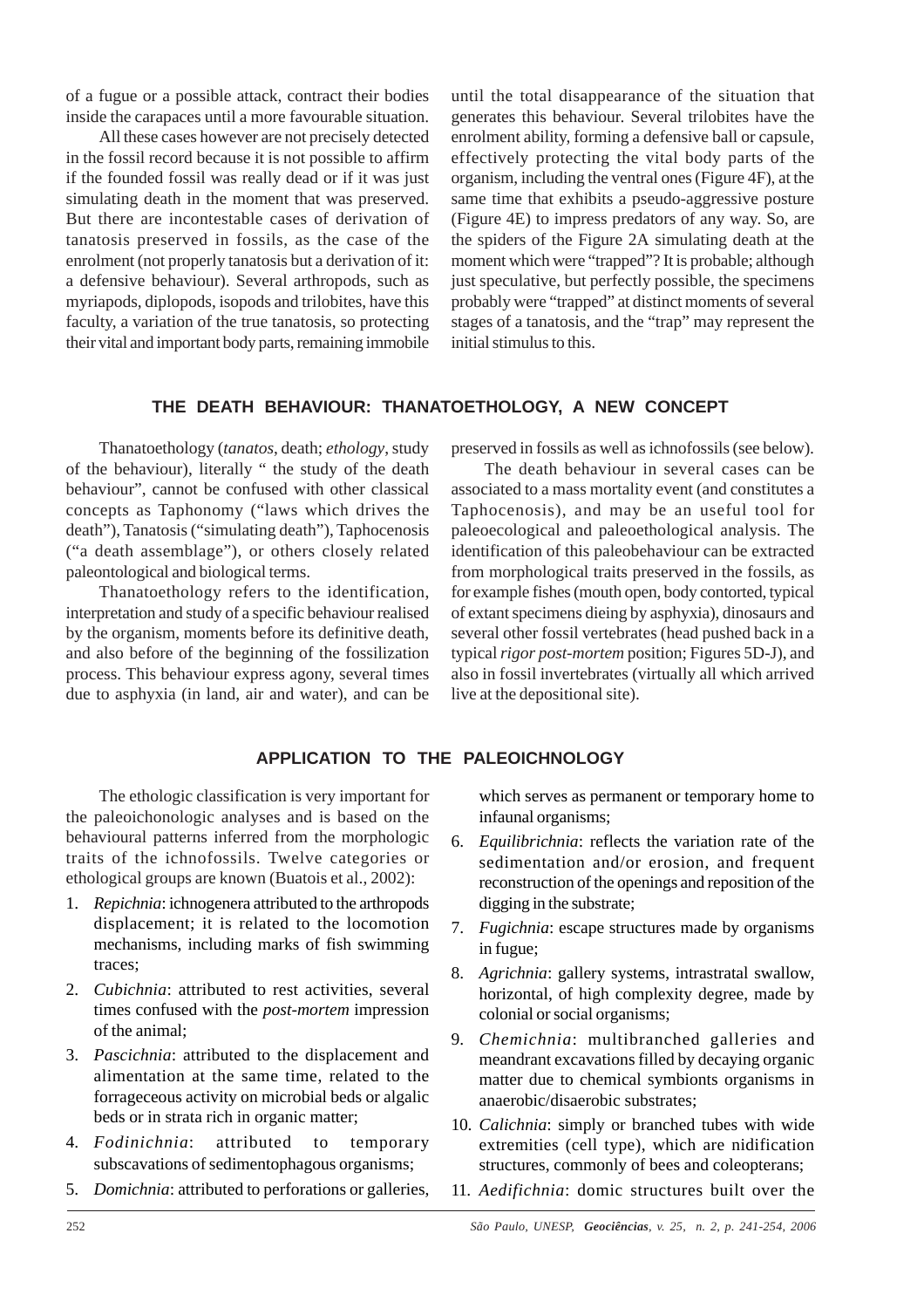of a fugue or a possible attack, contract their bodies inside the carapaces until a more favourable situation.

All these cases however are not precisely detected in the fossil record because it is not possible to affirm if the founded fossil was really dead or if it was just simulating death in the moment that was preserved. But there are incontestable cases of derivation of tanatosis preserved in fossils, as the case of the enrolment (not properly tanatosis but a derivation of it: a defensive behaviour). Several arthropods, such as myriapods, diplopods, isopods and trilobites, have this faculty, a variation of the true tanatosis, so protecting their vital and important body parts, remaining immobile until the total disappearance of the situation that generates this behaviour. Several trilobites have the enrolment ability, forming a defensive ball or capsule, effectively protecting the vital body parts of the organism, including the ventral ones (Figure 4F), at the same time that exhibits a pseudo-aggressive posture (Figure 4E) to impress predators of any way. So, are the spiders of the Figure 2A simulating death at the moment which were "trapped"? It is probable; although just speculative, but perfectly possible, the specimens probably were "trapped" at distinct moments of several stages of a tanatosis, and the "trap" may represent the initial stimulus to this.

## THE DEATH BEHAVIOUR: THANATOETHOLOGY, A NEW CONCEPT

Thanatoethology (*tanatos*, death; *ethology*, study of the behaviour), literally " the study of the death behaviour", cannot be confused with other classical concepts as Taphonomy ("laws which drives the death"), Tanatosis ("simulating death"), Taphocenosis ("a death assemblage"), or others closely related paleontological and biological terms.

Thanatoethology refers to the identification, interpretation and study of a specific behaviour realised by the organism, moments before its definitive death, and also before of the beginning of the fossilization process. This behaviour express agony, several times due to asphyxia (in land, air and water), and can be preserved in fossils as well as ichnofossils (see below).

The death behaviour in several cases can be associated to a mass mortality event (and constitutes a Taphocenosis), and may be an useful tool for paleoecological and paleoethological analysis. The identification of this paleobehaviour can be extracted from morphological traits preserved in the fossils, as for example fishes (mouth open, body contorted, typical of extant specimens dieing by asphyxia), dinosaurs and several other fossil vertebrates (head pushed back in a typical *rigor post-mortem* position; Figures 5D-J), and also in fossil invertebrates (virtually all which arrived live at the depositional site).

## APPLICATION TO THE PALEOICHNOLOGY

The ethologic classification is very important for the paleoichonologic analyses and is based on the behavioural patterns inferred from the morphologic traits of the ichnofossils. Twelve categories or ethological groups are known (Buatois et al., 2002):

1. *Repichnia*: ichnogenera attributed to the arthropods displacement; it is related to the locomotion mechanisms, including marks of fish swimming traces;
2. *Cubichnia*: attributed to rest activities, several times confused with the *post-mortem* impression of the animal;
3. *Pascichnia*: attributed to the displacement and alimentation at the same time, related to the forrageceous activity on microbial beds or algalic beds or in strata rich in organic matter;
4. *Fodinichnia*: attributed to temporary subscavations of sedimentophagous organisms;
5. *Domichnia*: attributed to perforations or galleries, which serves as permanent or temporary home to infaunal organisms;
6. *Equilibrichnia*: reflects the variation rate of the sedimentation and/or erosion, and frequent reconstruction of the openings and reposition of the digging in the substrate;
7. *Fugichnia*: escape structures made by organisms in fugue;
8. *Agrichnia*: gallery systems, intrastratal swallow, horizontal, of high complexity degree, made by colonial or social organisms;
9. *Chemichnia*: multibranched galleries and meandrant excavations filled by decaying organic matter due to chemical symbionts organisms in anaerobic/disaerobic substrates;
10. *Calichnia*: simply or branched tubes with wide extremities (cell type), which are nidification structures, commonly of bees and coleopterans;
11. *Aedifichnia*: domic structures built over the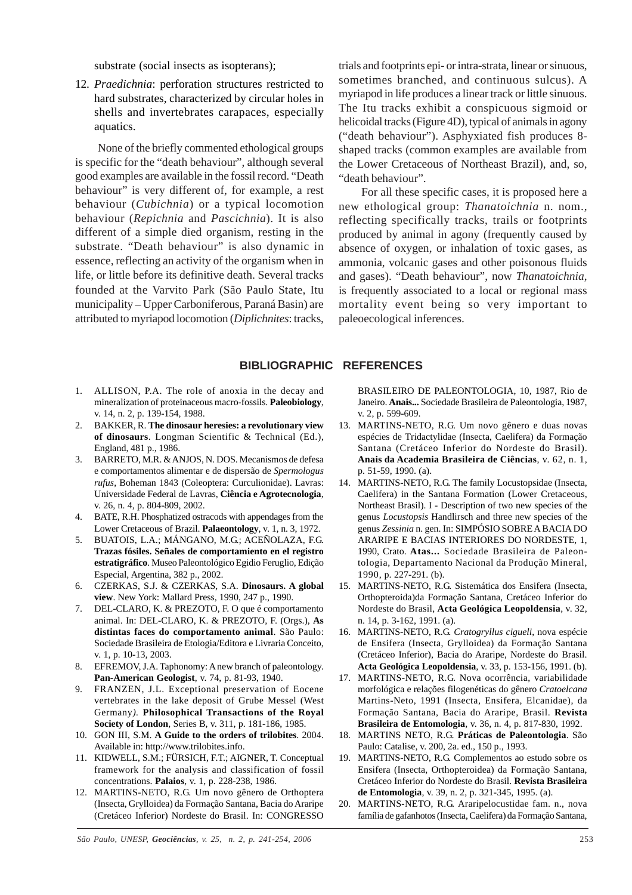substrate (social insects as isopterans);

12. *Praedichnia*: perforation structures restricted to hard substrates, characterized by circular holes in shells and invertebrates carapaces, especially aquatics.

None of the briefly commented ethological groups is specific for the "death behaviour", although several good examples are available in the fossil record. "Death behaviour" is very different of, for example, a rest behaviour (*Cubichnia*) or a typical locomotion behaviour (*Repichnia* and *Pascichnia*). It is also different of a simple died organism, resting in the substrate. "Death behaviour" is also dynamic in essence, reflecting an activity of the organism when in life, or little before its definitive death. Several tracks founded at the Varvito Park (São Paulo State, Itu municipality – Upper Carboniferous, Paraná Basin) are attributed to myriapod locomotion (*Diplichnites*: tracks, trials and footprints epi- or intra-strata, linear or sinuous, sometimes branched, and continuous sulcus). A myriapod in life produces a linear track or little sinuous. The Itu tracks exhibit a conspicuous sigmoid or helicoidal tracks (Figure 4D), typical of animals in agony ("death behaviour"). Asphyxiated fish produces 8-shaped tracks (common examples are available from the Lower Cretaceous of Northeast Brazil), and, so, "death behaviour".

For all these specific cases, it is proposed here a new ethological group: *Thanatoichnia* n. nom., reflecting specifically tracks, trails or footprints produced by animal in agony (frequently caused by absence of oxygen, or inhalation of toxic gases, as ammonia, volcanic gases and other poisonous fluids and gases). "Death behaviour", now *Thanatoichnia*, is frequently associated to a local or regional mass mortality event being so very important to paleoecological inferences.

## BIBLIOGRAPHIC REFERENCES

1. ALLISON, P.A. The role of anoxia in the decay and mineralization of proteinaceous macro-fossils. **Paleobiology**, v. 14, n. 2, p. 139-154, 1988.
2. BAKKER, R. **The dinosaur heresies: a revolutionary view of dinosaurs**. Longman Scientific & Technical (Ed.), England, 481 p., 1986.
3. BARRETO, M.R. & ANJOS, N. DOS. Mecanismos de defesa e comportamentos alimentar e de dispersão de *Spermologus rufus*, Boheman 1843 (Coleoptera: Curculionidae). Lavras: Universidade Federal de Lavras, **Ciência e Agrotecnologia**, v. 26, n. 4, p. 804-809, 2002.
4. BATE, R.H. Phosphatized ostracods with appendages from the Lower Cretaceous of Brazil. **Palaeontology**, v. 1, n. 3, 1972.
5. BUATOIS, L.A.; MÁNGANO, M.G.; ACEÑOLAZA, F.G. **Trazas fósiles. Señales de comportamiento en el registro estratigráfico**. Museo Paleontológico Egidio Feruglio, Edição Especial, Argentina, 382 p., 2002.
6. CZERKAS, S.J. & CZERKAS, S.A. **Dinosaurs. A global view**. New York: Mallard Press, 1990, 247 p., 1990.
7. DEL-CLARO, K. & PREZOTO, F. O que é comportamento animal. In: DEL-CLARO, K. & PREZOTO, F. (Orgs.), **As distintas faces do comportamento animal**. São Paulo: Sociedade Brasileira de Etologia/Editora e Livraria Conceito, v. 1, p. 10-13, 2003.
8. EFREMOV, J.A. Taphonomy: A new branch of paleontology. **Pan-American Geologist**, v. 74, p. 81-93, 1940.
9. FRANZEN, J.L. Exceptional preservation of Eocene vertebrates in the lake deposit of Grube Messel (West Germany). **Philosophical Transactions of the Royal Society of London**, Series B, v. 311, p. 181-186, 1985.
10. GON III, S.M. **A Guide to the orders of trilobites**. 2004. Available in: http://www.trilobites.info.
11. KIDWELL, S.M.; FÜRSICH, F.T.; AIGNER, T. Conceptual framework for the analysis and classification of fossil concentrations. **Palaios**, v. 1, p. 228-238, 1986.
12. MARTINS-NETO, R.G. Um novo gênero de Orthoptera (Insecta, Grylloidea) da Formação Santana, Bacia do Araripe (Cretáceo Inferior) Nordeste do Brasil. In: CONGRESSO BRASILEIRO DE PALEONTOLOGIA, 10, 1987, Rio de Janeiro. **Anais...** Sociedade Brasileira de Paleontologia, 1987, v. 2, p. 599-609.
13. MARTINS-NETO, R.G. Um novo gênero e duas novas espécies de Tridactylidae (Insecta, Caelifera) da Formação Santana (Cretáceo Inferior do Nordeste do Brasil). **Anais da Academia Brasileira de Ciências**, v. 62, n. 1, p. 51-59, 1990. (a).
14. MARTINS-NETO, R.G. The family Locustopsidae (Insecta, Caelifera) in the Santana Formation (Lower Cretaceous, Northeast Brasil). I - Description of two new species of the genus *Locustopsis* Handlirsch and three new species of the genus *Zessinia* n. gen. In: SIMPÓSIO SOBRE A BACIA DO ARARIPE E BACIAS INTERIORES DO NORDESTE, 1, 1990, Crato. **Atas...** Sociedade Brasileira de Paleontologia, Departamento Nacional da Produção Mineral, 1990, p. 227-291. (b).
15. MARTINS-NETO, R.G. Sistemática dos Ensifera (Insecta, Orthopteroida)da Formação Santana, Cretáceo Inferior do Nordeste do Brasil, **Acta Geológica Leopoldensia**, v. 32, n. 14, p. 3-162, 1991. (a).
16. MARTINS-NETO, R.G. *Cratogryllus cigueli*, nova espécie de Ensifera (Insecta, Grylloidea) da Formação Santana (Cretáceo Inferior), Bacia do Araripe, Nordeste do Brasil. **Acta Geológica Leopoldensia**, v. 33, p. 153-156, 1991. (b).
17. MARTINS-NETO, R.G. Nova ocorrência, variabilidade morfológica e relações filogenéticas do gênero *Cratoelcana* Martins-Neto, 1991 (Insecta, Ensifera, Elcanidae), da Formação Santana, Bacia do Araripe, Brasil. **Revista Brasileira de Entomologia**, v. 36, n. 4, p. 817-830, 1992.
18. MARTINS NETO, R.G. **Práticas de Paleontologia**. São Paulo: Catalise, v. 200, 2a. ed., 150 p., 1993.
19. MARTINS-NETO, R.G. Complementos ao estudo sobre os Ensifera (Insecta, Orthopteroidea) da Formação Santana, Cretáceo Inferior do Nordeste do Brasil. **Revista Brasileira de Entomologia**, v. 39, n. 2, p. 321-345, 1995. (a).
20. MARTINS-NETO, R.G. Araripelocustidae fam. n., nova família de gafanhotos (Insecta, Caelifera) da Formação Santana,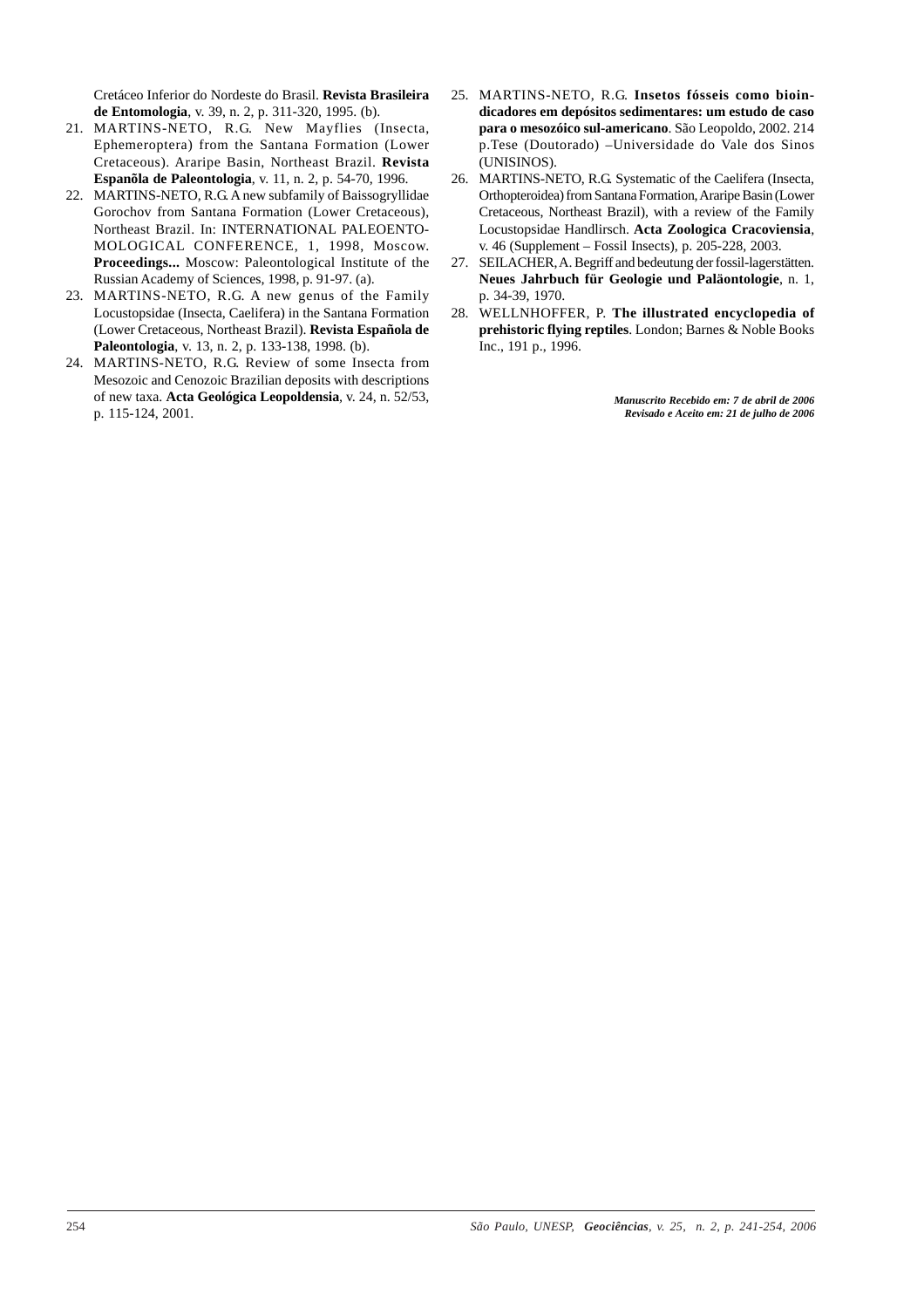Cretáceo Inferior do Nordeste do Brasil. **Revista Brasileira de Entomologia**, v. 39, n. 2, p. 311-320, 1995. (b).

21. MARTINS-NETO, R.G. New Mayflies (Insecta, Ephemeroptera) from the Santana Formation (Lower Cretaceous). Araripe Basin, Northeast Brazil. **Revista Espanõla de Paleontologia**, v. 11, n. 2, p. 54-70, 1996.
22. MARTINS-NETO, R.G. A new subfamily of Baissogryllidae Gorochov from Santana Formation (Lower Cretaceous), Northeast Brazil. In: INTERNATIONAL PALEOENTO-MOLOGICAL CONFERENCE, 1, 1998, Moscow. **Proceedings...** Moscow: Paleontological Institute of the Russian Academy of Sciences, 1998, p. 91-97. (a).
23. MARTINS-NETO, R.G. A new genus of the Family Locustopsidae (Insecta, Caelifera) in the Santana Formation (Lower Cretaceous, Northeast Brazil). **Revista Española de Paleontologia**, v. 13, n. 2, p. 133-138, 1998. (b).
24. MARTINS-NETO, R.G. Review of some Insecta from Mesozoic and Cenozoic Brazilian deposits with descriptions of new taxa. **Acta Geológica Leopoldensia**, v. 24, n. 52/53, p. 115-124, 2001.
25. MARTINS-NETO, R.G. **Insetos fósseis como bioindicadores em depósitos sedimentares: um estudo de caso para o mesozóico sul-americano**. São Leopoldo, 2002. 214 p.Tese (Doutorado) –Universidade do Vale dos Sinos (UNISINOS).
26. MARTINS-NETO, R.G. Systematic of the Caelifera (Insecta, Orthopteroidea) from Santana Formation, Araripe Basin (Lower Cretaceous, Northeast Brazil), with a review of the Family Locustopsidae Handlirsch. **Acta Zoologica Cracoviensia**, v. 46 (Supplement – Fossil Insects), p. 205-228, 2003.
27. SEILACHER, A. Begriff and bedeutung der fossil-lagerstätten. **Neues Jahrbuch für Geologie und Paläontologie**, n. 1, p. 34-39, 1970.
28. WELLNHOFFER, P. **The illustrated encyclopedia of prehistoric flying reptiles**. London; Barnes & Noble Books Inc., 191 p., 1996.

***Manuscrito Recebido em: 7 de abril de 2006***
***Revisado e Aceito em: 21 de julho de 2006***